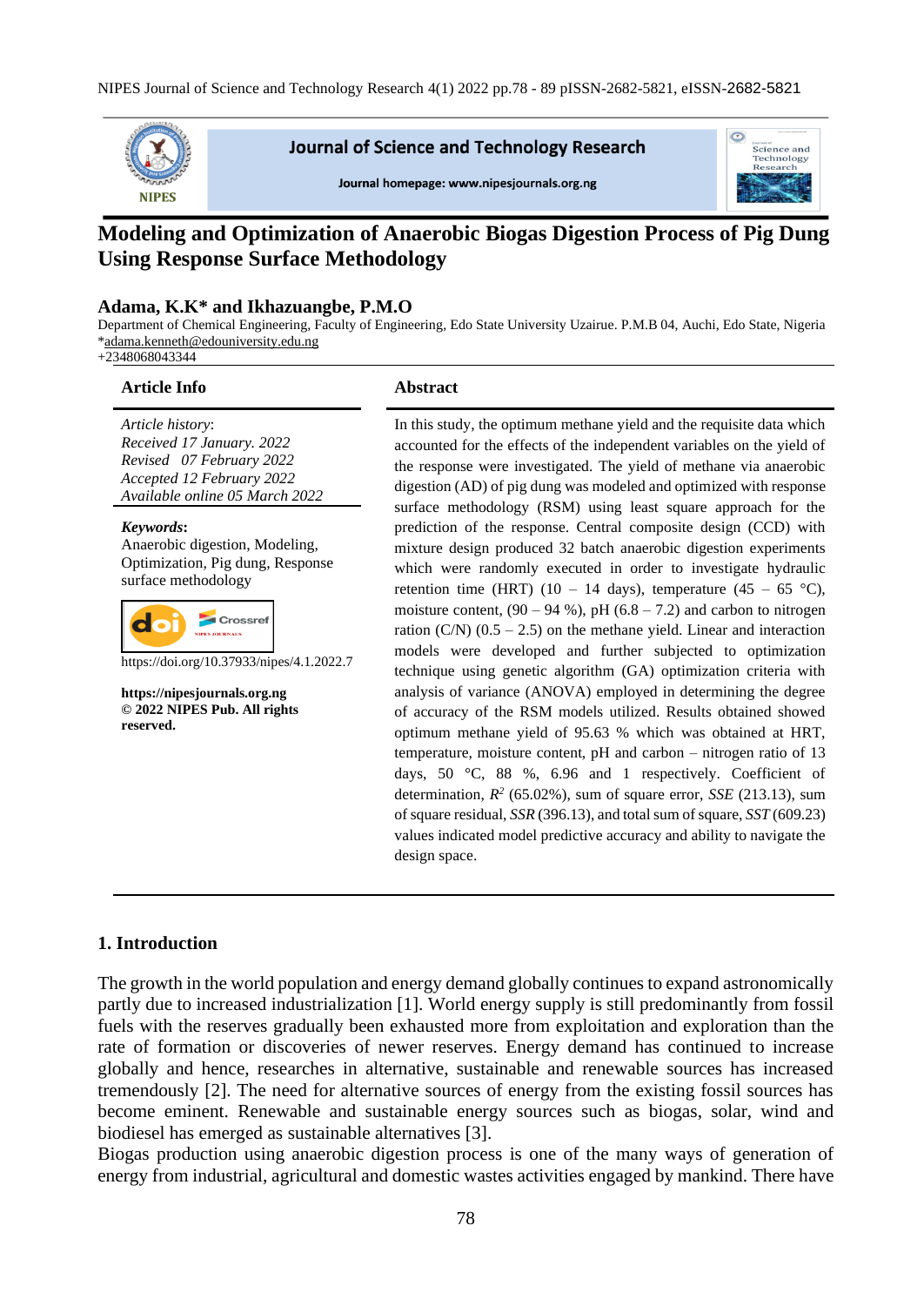# Modeling and Optimization of Anaerobic Biogas Digestion Process of Pig Dung Using Response Surface Methodology

**Adama, K.K\* and Ikhazuangbe, P.M.O**

Department of Chemical Engineering, Faculty of Engineering, Edo State University Uzairue. P.M.B 04, Auchi, Edo State, Nigeria
\*adama.kenneth@edouniversity.edu.ng
+2348068043344

### Article Info

*Article history*:
*Received 17 January. 2022*
*Revised 07 February 2022*
*Accepted 12 February 2022*
*Available online 05 March 2022*

***Keywords***:
Anaerobic digestion, Modeling, Optimization, Pig dung, Response surface methodology

https://doi.org/10.37933/nipes/4.1.2022.7

**https://nipesjournals.org.ng**
**© 2022 NIPES Pub. All rights reserved.**

### Abstract

In this study, the optimum methane yield and the requisite data which accounted for the effects of the independent variables on the yield of the response were investigated. The yield of methane via anaerobic digestion (AD) of pig dung was modeled and optimized with response surface methodology (RSM) using least square approach for the prediction of the response. Central composite design (CCD) with mixture design produced 32 batch anaerobic digestion experiments which were randomly executed in order to investigate hydraulic retention time (HRT) (10 – 14 days), temperature (45 – 65 °C), moisture content, (90 – 94 %), pH (6.8 – 7.2) and carbon to nitrogen ration (C/N) (0.5 – 2.5) on the methane yield. Linear and interaction models were developed and further subjected to optimization technique using genetic algorithm (GA) optimization criteria with analysis of variance (ANOVA) employed in determining the degree of accuracy of the RSM models utilized. Results obtained showed optimum methane yield of 95.63 % which was obtained at HRT, temperature, moisture content, pH and carbon – nitrogen ratio of 13 days, 50 °C, 88 %, 6.96 and 1 respectively. Coefficient of determination, $R^2$ (65.02%), sum of square error, *SSE* (213.13), sum of square residual, *SSR* (396.13), and total sum of square, *SST* (609.23) values indicated model predictive accuracy and ability to navigate the design space.

## 1. Introduction

The growth in the world population and energy demand globally continues to expand astronomically partly due to increased industrialization [1]. World energy supply is still predominantly from fossil fuels with the reserves gradually been exhausted more from exploitation and exploration than the rate of formation or discoveries of newer reserves. Energy demand has continued to increase globally and hence, researches in alternative, sustainable and renewable sources has increased tremendously [2]. The need for alternative sources of energy from the existing fossil sources has become eminent. Renewable and sustainable energy sources such as biogas, solar, wind and biodiesel has emerged as sustainable alternatives [3].

Biogas production using anaerobic digestion process is one of the many ways of generation of energy from industrial, agricultural and domestic wastes activities engaged by mankind. There have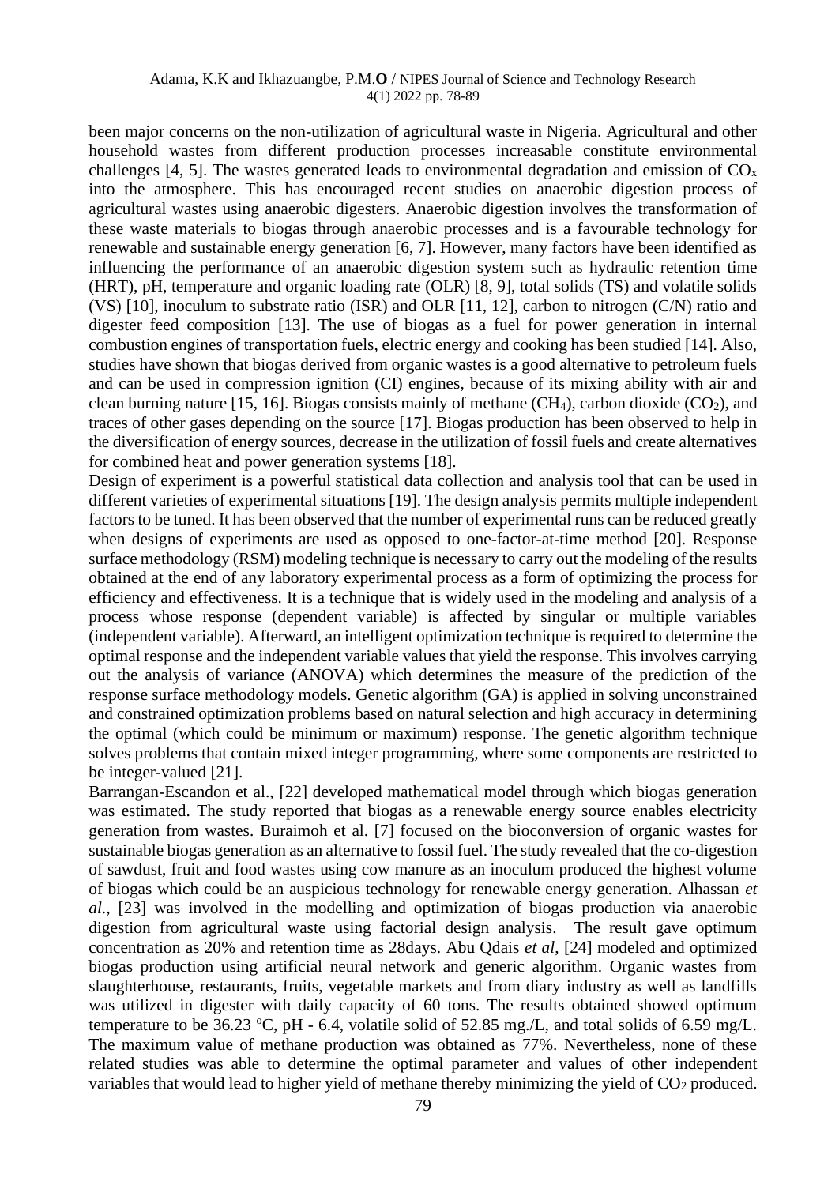been major concerns on the non-utilization of agricultural waste in Nigeria. Agricultural and other household wastes from different production processes increasable constitute environmental challenges [4, 5]. The wastes generated leads to environmental degradation and emission of $CO_x$ into the atmosphere. This has encouraged recent studies on anaerobic digestion process of agricultural wastes using anaerobic digesters. Anaerobic digestion involves the transformation of these waste materials to biogas through anaerobic processes and is a favourable technology for renewable and sustainable energy generation [6, 7]. However, many factors have been identified as influencing the performance of an anaerobic digestion system such as hydraulic retention time (HRT), pH, temperature and organic loading rate (OLR) [8, 9], total solids (TS) and volatile solids (VS) [10], inoculum to substrate ratio (ISR) and OLR [11, 12], carbon to nitrogen (C/N) ratio and digester feed composition [13]. The use of biogas as a fuel for power generation in internal combustion engines of transportation fuels, electric energy and cooking has been studied [14]. Also, studies have shown that biogas derived from organic wastes is a good alternative to petroleum fuels and can be used in compression ignition (CI) engines, because of its mixing ability with air and clean burning nature [15, 16]. Biogas consists mainly of methane ($CH_4$), carbon dioxide ($CO_2$), and traces of other gases depending on the source [17]. Biogas production has been observed to help in the diversification of energy sources, decrease in the utilization of fossil fuels and create alternatives for combined heat and power generation systems [18].

Design of experiment is a powerful statistical data collection and analysis tool that can be used in different varieties of experimental situations [19]. The design analysis permits multiple independent factors to be tuned. It has been observed that the number of experimental runs can be reduced greatly when designs of experiments are used as opposed to one-factor-at-time method [20]. Response surface methodology (RSM) modeling technique is necessary to carry out the modeling of the results obtained at the end of any laboratory experimental process as a form of optimizing the process for efficiency and effectiveness. It is a technique that is widely used in the modeling and analysis of a process whose response (dependent variable) is affected by singular or multiple variables (independent variable). Afterward, an intelligent optimization technique is required to determine the optimal response and the independent variable values that yield the response. This involves carrying out the analysis of variance (ANOVA) which determines the measure of the prediction of the response surface methodology models. Genetic algorithm (GA) is applied in solving unconstrained and constrained optimization problems based on natural selection and high accuracy in determining the optimal (which could be minimum or maximum) response. The genetic algorithm technique solves problems that contain mixed integer programming, where some components are restricted to be integer-valued [21].

Barrangan-Escandon et al., [22] developed mathematical model through which biogas generation was estimated. The study reported that biogas as a renewable energy source enables electricity generation from wastes. Buraimoh et al. [7] focused on the bioconversion of organic wastes for sustainable biogas generation as an alternative to fossil fuel. The study revealed that the co-digestion of sawdust, fruit and food wastes using cow manure as an inoculum produced the highest volume of biogas which could be an auspicious technology for renewable energy generation. Alhassan *et al*., [23] was involved in the modelling and optimization of biogas production via anaerobic digestion from agricultural waste using factorial design analysis. The result gave optimum concentration as 20% and retention time as 28days. Abu Qdais *et al*, [24] modeled and optimized biogas production using artificial neural network and generic algorithm. Organic wastes from slaughterhouse, restaurants, fruits, vegetable markets and from diary industry as well as landfills was utilized in digester with daily capacity of 60 tons. The results obtained showed optimum temperature to be 36.23 $^{o}$C, pH - 6.4, volatile solid of 52.85 mg./L, and total solids of 6.59 mg/L. The maximum value of methane production was obtained as 77%. Nevertheless, none of these related studies was able to determine the optimal parameter and values of other independent variables that would lead to higher yield of methane thereby minimizing the yield of $CO_2$ produced.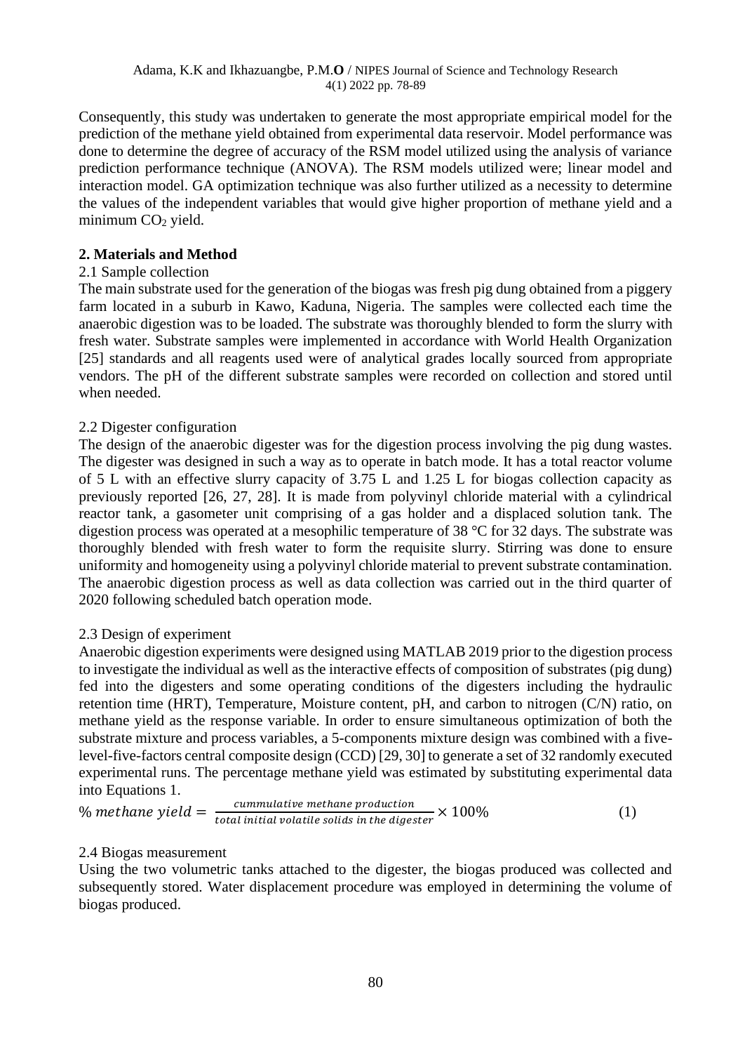Consequently, this study was undertaken to generate the most appropriate empirical model for the prediction of the methane yield obtained from experimental data reservoir. Model performance was done to determine the degree of accuracy of the RSM model utilized using the analysis of variance prediction performance technique (ANOVA). The RSM models utilized were; linear model and interaction model. GA optimization technique was also further utilized as a necessity to determine the values of the independent variables that would give higher proportion of methane yield and a minimum $CO_2$ yield.

## 2. Materials and Method

### 2.1 Sample collection

The main substrate used for the generation of the biogas was fresh pig dung obtained from a piggery farm located in a suburb in Kawo, Kaduna, Nigeria. The samples were collected each time the anaerobic digestion was to be loaded. The substrate was thoroughly blended to form the slurry with fresh water. Substrate samples were implemented in accordance with World Health Organization [25] standards and all reagents used were of analytical grades locally sourced from appropriate vendors. The pH of the different substrate samples were recorded on collection and stored until when needed.

### 2.2 Digester configuration

The design of the anaerobic digester was for the digestion process involving the pig dung wastes. The digester was designed in such a way as to operate in batch mode. It has a total reactor volume of 5 L with an effective slurry capacity of 3.75 L and 1.25 L for biogas collection capacity as previously reported [26, 27, 28]. It is made from polyvinyl chloride material with a cylindrical reactor tank, a gasometer unit comprising of a gas holder and a displaced solution tank. The digestion process was operated at a mesophilic temperature of 38 °C for 32 days. The substrate was thoroughly blended with fresh water to form the requisite slurry. Stirring was done to ensure uniformity and homogeneity using a polyvinyl chloride material to prevent substrate contamination. The anaerobic digestion process as well as data collection was carried out in the third quarter of 2020 following scheduled batch operation mode.

### 2.3 Design of experiment

Anaerobic digestion experiments were designed using MATLAB 2019 prior to the digestion process to investigate the individual as well as the interactive effects of composition of substrates (pig dung) fed into the digesters and some operating conditions of the digesters including the hydraulic retention time (HRT), Temperature, Moisture content, pH, and carbon to nitrogen (C/N) ratio, on methane yield as the response variable. In order to ensure simultaneous optimization of both the substrate mixture and process variables, a 5-components mixture design was combined with a five-level-five-factors central composite design (CCD) [29, 30] to generate a set of 32 randomly executed experimental runs. The percentage methane yield was estimated by substituting experimental data into Equations 1.

$$\%\ methane\ yield = \frac{cummulative\ methane\ production}{total\ initial\ volatile\ solids\ in\ the\ digester} \times 100\% \tag{1}$$

### 2.4 Biogas measurement

Using the two volumetric tanks attached to the digester, the biogas produced was collected and subsequently stored. Water displacement procedure was employed in determining the volume of biogas produced.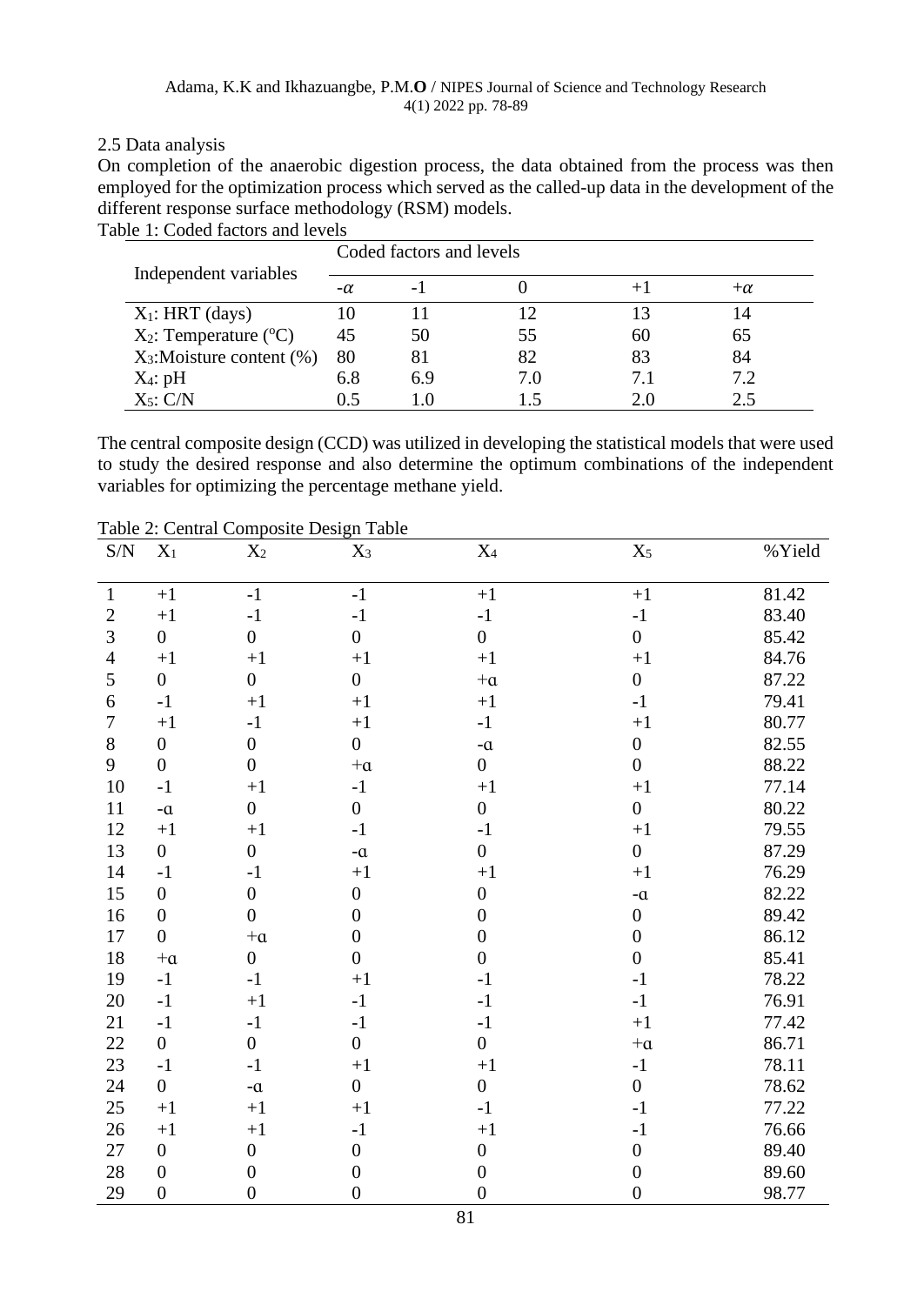2.5 Data analysis

On completion of the anaerobic digestion process, the data obtained from the process was then employed for the optimization process which served as the called-up data in the development of the different response surface methodology (RSM) models.

Table 1: Coded factors and levels

| Independent variables | Coded factors and levels | | | | |
|---|---|---|---|---|---|
| | $-\alpha$ | -1 | 0 | +1 | $+\alpha$ |
| $X_1$: HRT (days) | 10 | 11 | 12 | 13 | 14 |
| $X_2$: Temperature ($^oC$) | 45 | 50 | 55 | 60 | 65 |
| $X_3$:Moisture content (%) | 80 | 81 | 82 | 83 | 84 |
| $X_4$: pH | 6.8 | 6.9 | 7.0 | 7.1 | 7.2 |
| $X_5$: C/N | 0.5 | 1.0 | 1.5 | 2.0 | 2.5 |

The central composite design (CCD) was utilized in developing the statistical models that were used to study the desired response and also determine the optimum combinations of the independent variables for optimizing the percentage methane yield.

Table 2: Central Composite Design Table

| S/N | $X_1$ | $X_2$ | $X_3$ | $X_4$ | $X_5$ | %Yield |
|---|---|---|---|---|---|---|
| 1 | +1 | -1 | -1 | +1 | +1 | 81.42 |
| 2 | +1 | -1 | -1 | -1 | -1 | 83.40 |
| 3 | 0 | 0 | 0 | 0 | 0 | 85.42 |
| 4 | +1 | +1 | +1 | +1 | +1 | 84.76 |
| 5 | 0 | 0 | 0 | +ɑ | 0 | 87.22 |
| 6 | -1 | +1 | +1 | +1 | -1 | 79.41 |
| 7 | +1 | -1 | +1 | -1 | +1 | 80.77 |
| 8 | 0 | 0 | 0 | -ɑ | 0 | 82.55 |
| 9 | 0 | 0 | +ɑ | 0 | 0 | 88.22 |
| 10 | -1 | +1 | -1 | +1 | +1 | 77.14 |
| 11 | -ɑ | 0 | 0 | 0 | 0 | 80.22 |
| 12 | +1 | +1 | -1 | -1 | +1 | 79.55 |
| 13 | 0 | 0 | -ɑ | 0 | 0 | 87.29 |
| 14 | -1 | -1 | +1 | +1 | +1 | 76.29 |
| 15 | 0 | 0 | 0 | 0 | -ɑ | 82.22 |
| 16 | 0 | 0 | 0 | 0 | 0 | 89.42 |
| 17 | 0 | +ɑ | 0 | 0 | 0 | 86.12 |
| 18 | +ɑ | 0 | 0 | 0 | 0 | 85.41 |
| 19 | -1 | -1 | +1 | -1 | -1 | 78.22 |
| 20 | -1 | +1 | -1 | -1 | -1 | 76.91 |
| 21 | -1 | -1 | -1 | -1 | +1 | 77.42 |
| 22 | 0 | 0 | 0 | 0 | +ɑ | 86.71 |
| 23 | -1 | -1 | +1 | +1 | -1 | 78.11 |
| 24 | 0 | -ɑ | 0 | 0 | 0 | 78.62 |
| 25 | +1 | +1 | +1 | -1 | -1 | 77.22 |
| 26 | +1 | +1 | -1 | +1 | -1 | 76.66 |
| 27 | 0 | 0 | 0 | 0 | 0 | 89.40 |
| 28 | 0 | 0 | 0 | 0 | 0 | 89.60 |
| 29 | 0 | 0 | 0 | 0 | 0 | 98.77 |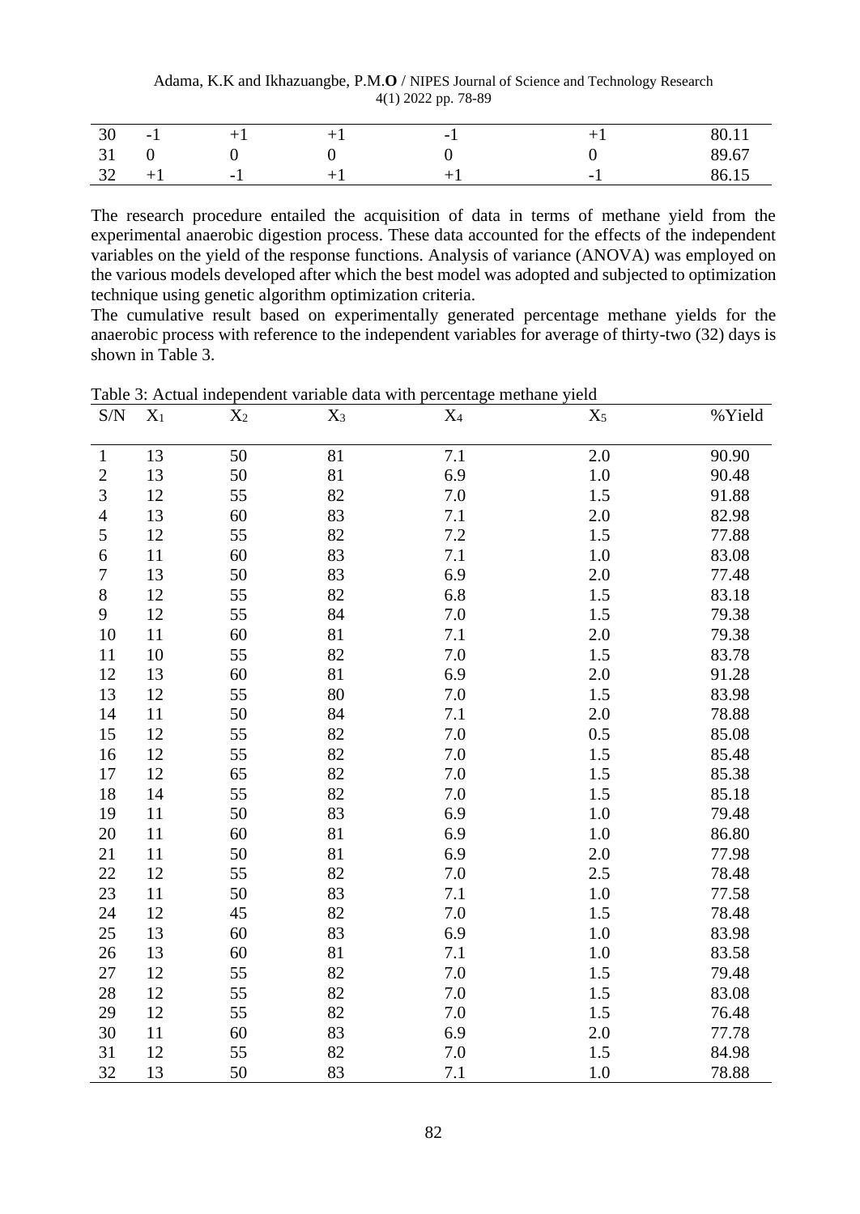| 30 | -1 | +1 | +1 | -1 | +1 | 80.11 |
|---|---|---|---|---|---|---|
| 31 | 0 | 0 | 0 | 0 | 0 | 89.67 |
| 32 | +1 | -1 | +1 | +1 | -1 | 86.15 |

The research procedure entailed the acquisition of data in terms of methane yield from the experimental anaerobic digestion process. These data accounted for the effects of the independent variables on the yield of the response functions. Analysis of variance (ANOVA) was employed on the various models developed after which the best model was adopted and subjected to optimization technique using genetic algorithm optimization criteria.

The cumulative result based on experimentally generated percentage methane yields for the anaerobic process with reference to the independent variables for average of thirty-two (32) days is shown in Table 3.

Table 3: Actual independent variable data with percentage methane yield

| S/N | $X_1$ | $X_2$ | $X_3$ | $X_4$ | $X_5$ | %Yield |
|---|---|---|---|---|---|---|
| 1 | 13 | 50 | 81 | 7.1 | 2.0 | 90.90 |
| 2 | 13 | 50 | 81 | 6.9 | 1.0 | 90.48 |
| 3 | 12 | 55 | 82 | 7.0 | 1.5 | 91.88 |
| 4 | 13 | 60 | 83 | 7.1 | 2.0 | 82.98 |
| 5 | 12 | 55 | 82 | 7.2 | 1.5 | 77.88 |
| 6 | 11 | 60 | 83 | 7.1 | 1.0 | 83.08 |
| 7 | 13 | 50 | 83 | 6.9 | 2.0 | 77.48 |
| 8 | 12 | 55 | 82 | 6.8 | 1.5 | 83.18 |
| 9 | 12 | 55 | 84 | 7.0 | 1.5 | 79.38 |
| 10 | 11 | 60 | 81 | 7.1 | 2.0 | 79.38 |
| 11 | 10 | 55 | 82 | 7.0 | 1.5 | 83.78 |
| 12 | 13 | 60 | 81 | 6.9 | 2.0 | 91.28 |
| 13 | 12 | 55 | 80 | 7.0 | 1.5 | 83.98 |
| 14 | 11 | 50 | 84 | 7.1 | 2.0 | 78.88 |
| 15 | 12 | 55 | 82 | 7.0 | 0.5 | 85.08 |
| 16 | 12 | 55 | 82 | 7.0 | 1.5 | 85.48 |
| 17 | 12 | 65 | 82 | 7.0 | 1.5 | 85.38 |
| 18 | 14 | 55 | 82 | 7.0 | 1.5 | 85.18 |
| 19 | 11 | 50 | 83 | 6.9 | 1.0 | 79.48 |
| 20 | 11 | 60 | 81 | 6.9 | 1.0 | 86.80 |
| 21 | 11 | 50 | 81 | 6.9 | 2.0 | 77.98 |
| 22 | 12 | 55 | 82 | 7.0 | 2.5 | 78.48 |
| 23 | 11 | 50 | 83 | 7.1 | 1.0 | 77.58 |
| 24 | 12 | 45 | 82 | 7.0 | 1.5 | 78.48 |
| 25 | 13 | 60 | 83 | 6.9 | 1.0 | 83.98 |
| 26 | 13 | 60 | 81 | 7.1 | 1.0 | 83.58 |
| 27 | 12 | 55 | 82 | 7.0 | 1.5 | 79.48 |
| 28 | 12 | 55 | 82 | 7.0 | 1.5 | 83.08 |
| 29 | 12 | 55 | 82 | 7.0 | 1.5 | 76.48 |
| 30 | 11 | 60 | 83 | 6.9 | 2.0 | 77.78 |
| 31 | 12 | 55 | 82 | 7.0 | 1.5 | 84.98 |
| 32 | 13 | 50 | 83 | 7.1 | 1.0 | 78.88 |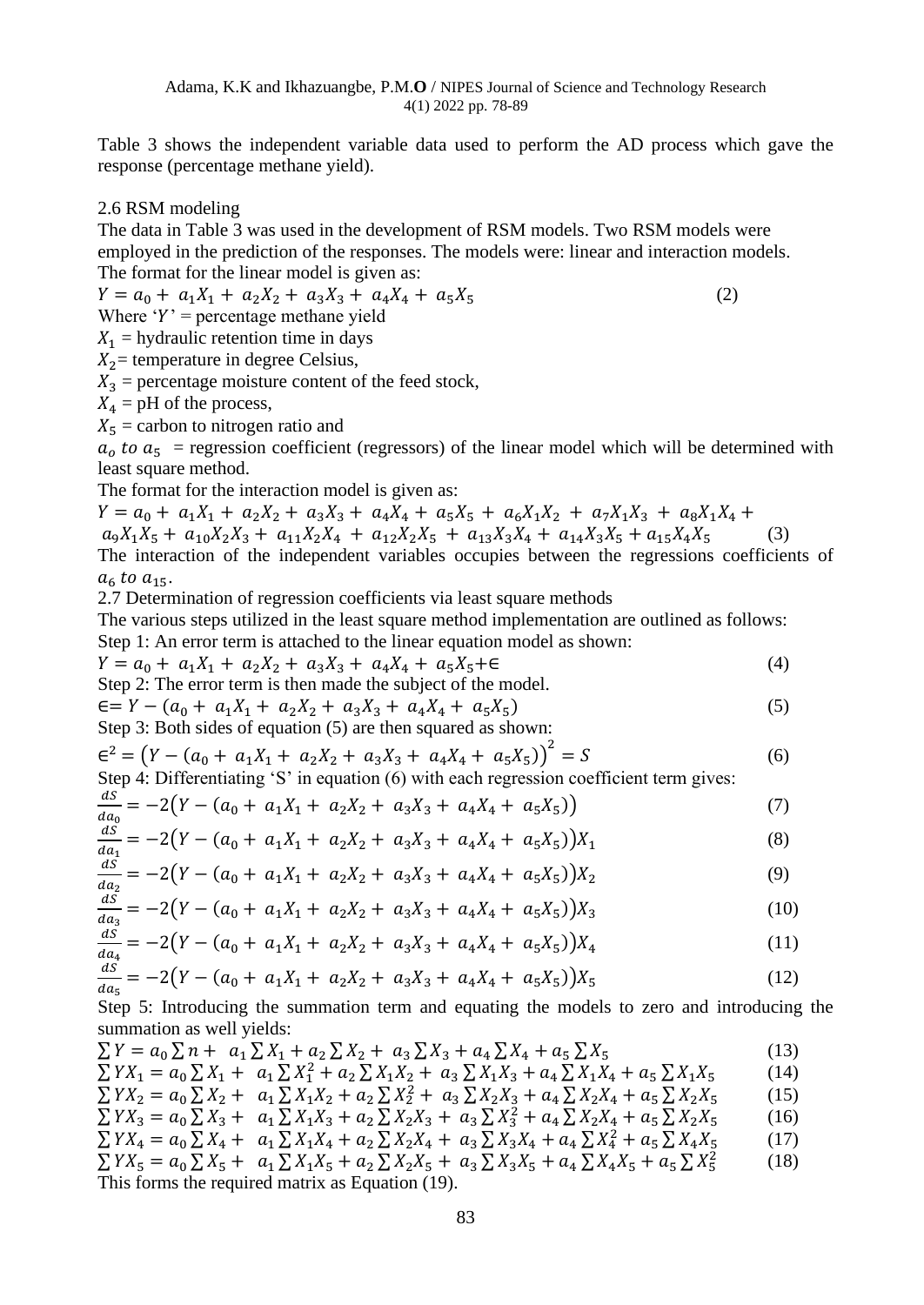Table 3 shows the independent variable data used to perform the AD process which gave the response (percentage methane yield).

## 2.6 RSM modeling

The data in Table 3 was used in the development of RSM models. Two RSM models were employed in the prediction of the responses. The models were: linear and interaction models. The format for the linear model is given as:

$$Y = a_0 + a_1X_1 + a_2X_2 + a_3X_3 + a_4X_4 + a_5X_5 \tag{2}$$

Where '$Y$' = percentage methane yield

$X_1$ = hydraulic retention time in days

$X_2$ = temperature in degree Celsius,

$X_3$ = percentage moisture content of the feed stock,

$X_4$ = pH of the process,

$X_5$ = carbon to nitrogen ratio and

$a_o$ *to* $a_5$ = regression coefficient (regressors) of the linear model which will be determined with least square method.

The format for the interaction model is given as:

$$Y = a_0 + a_1X_1 + a_2X_2 + a_3X_3 + a_4X_4 + a_5X_5 + a_6X_1X_2 + a_7X_1X_3 + a_8X_1X_4 + a_9X_1X_5 + a_{10}X_2X_3 + a_{11}X_2X_4 + a_{12}X_2X_5 + a_{13}X_3X_4 + a_{14}X_3X_5 + a_{15}X_4X_5 \tag{3}$$

The interaction of the independent variables occupies between the regressions coefficients of $a_6$ *to* $a_{15}$.

## 2.7 Determination of regression coefficients via least square methods

The various steps utilized in the least square method implementation are outlined as follows:

Step 1: An error term is attached to the linear equation model as shown:

$$Y = a_0 + a_1X_1 + a_2X_2 + a_3X_3 + a_4X_4 + a_5X_5 + \epsilon \tag{4}$$

Step 2: The error term is then made the subject of the model.

$$\epsilon = Y - (a_0 + a_1X_1 + a_2X_2 + a_3X_3 + a_4X_4 + a_5X_5) \tag{5}$$

Step 3: Both sides of equation (5) are then squared as shown:

$$\epsilon^2 = \left(Y - (a_0 + a_1X_1 + a_2X_2 + a_3X_3 + a_4X_4 + a_5X_5)\right)^2 = S \tag{6}$$

Step 4: Differentiating 'S' in equation (6) with each regression coefficient term gives:

$$\frac{dS}{da_0} = -2\left(Y - (a_0 + a_1X_1 + a_2X_2 + a_3X_3 + a_4X_4 + a_5X_5)\right) \tag{7}$$

$$\frac{dS}{da_1} = -2\left(Y - (a_0 + a_1X_1 + a_2X_2 + a_3X_3 + a_4X_4 + a_5X_5)\right)X_1 \tag{8}$$

$$\frac{dS}{da_2} = -2\left(Y - (a_0 + a_1X_1 + a_2X_2 + a_3X_3 + a_4X_4 + a_5X_5)\right)X_2 \tag{9}$$

$$\frac{dS}{da_3} = -2\left(Y - (a_0 + a_1X_1 + a_2X_2 + a_3X_3 + a_4X_4 + a_5X_5)\right)X_3 \tag{10}$$

$$\frac{dS}{da_4} = -2\left(Y - (a_0 + a_1X_1 + a_2X_2 + a_3X_3 + a_4X_4 + a_5X_5)\right)X_4 \tag{11}$$

$$\frac{dS}{da_5} = -2\left(Y - (a_0 + a_1X_1 + a_2X_2 + a_3X_3 + a_4X_4 + a_5X_5)\right)X_5 \tag{12}$$

Step 5: Introducing the summation term and equating the models to zero and introducing the summation as well yields:

$$\sum Y = a_0\sum n + a_1\sum X_1 + a_2\sum X_2 + a_3\sum X_3 + a_4\sum X_4 + a_5\sum X_5 \tag{13}$$

$$\sum YX_1 = a_0\sum X_1 + a_1\sum X_1^2 + a_2\sum X_1X_2 + a_3\sum X_1X_3 + a_4\sum X_1X_4 + a_5\sum X_1X_5 \tag{14}$$

$$\sum YX_2 = a_0\sum X_2 + a_1\sum X_1X_2 + a_2\sum X_2^2 + a_3\sum X_2X_3 + a_4\sum X_2X_4 + a_5\sum X_2X_5 \tag{15}$$

$$\sum YX_3 = a_0\sum X_3 + a_1\sum X_1X_3 + a_2\sum X_2X_3 + a_3\sum X_3^2 + a_4\sum X_2X_4 + a_5\sum X_2X_5 \tag{16}$$

$$\sum YX_4 = a_0\sum X_4 + a_1\sum X_1X_4 + a_2\sum X_2X_4 + a_3\sum X_3X_4 + a_4\sum X_4^2 + a_5\sum X_4X_5 \tag{17}$$

$$\sum YX_5 = a_0\sum X_5 + a_1\sum X_1X_5 + a_2\sum X_2X_5 + a_3\sum X_3X_5 + a_4\sum X_4X_5 + a_5\sum X_5^2 \tag{18}$$

This forms the required matrix as Equation (19).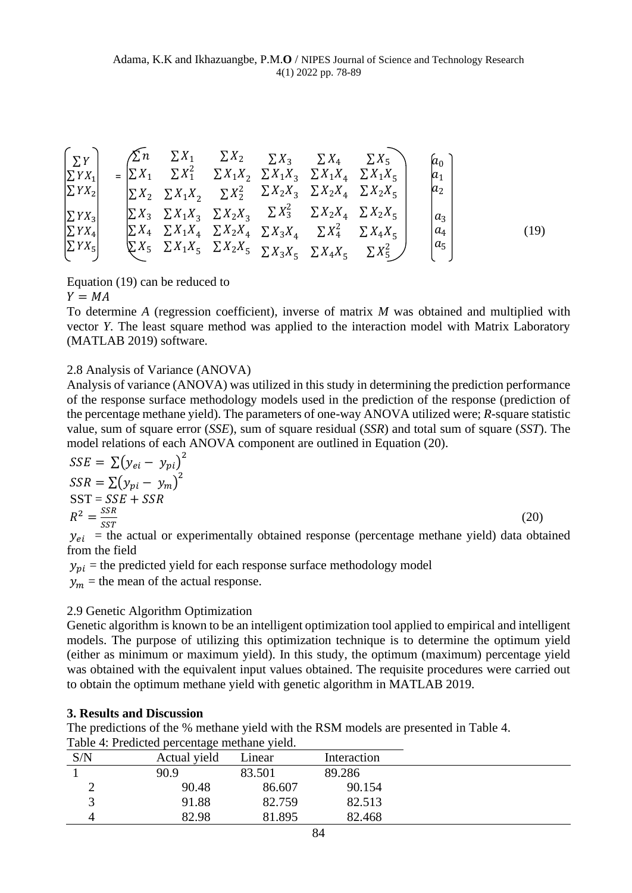$$
\begin{bmatrix} \sum Y \\ \sum YX_1 \\ \sum YX_2 \\ \sum YX_3 \\ \sum YX_4 \\ \sum YX_5 \end{bmatrix} = \begin{pmatrix} \sum n & \sum X_1 & \sum X_2 & \sum X_3 & \sum X_4 & \sum X_5 \\ \sum X_1 & \sum X_1^2 & \sum X_1X_2 & \sum X_1X_3 & \sum X_1X_4 & \sum X_1X_5 \\ \sum X_2 & \sum X_1X_2 & \sum X_2^2 & \sum X_2X_3 & \sum X_2X_4 & \sum X_2X_5 \\ \sum X_3 & \sum X_1X_3 & \sum X_2X_3 & \sum X_3^2 & \sum X_2X_4 & \sum X_2X_5 \\ \sum X_4 & \sum X_1X_4 & \sum X_2X_4 & \sum X_3X_4 & \sum X_4^2 & \sum X_4X_5 \\ \sum X_5 & \sum X_1X_5 & \sum X_2X_5 & \sum X_3X_5 & \sum X_4X_5 & \sum X_5^2 \end{pmatrix} \begin{bmatrix} a_0 \\ a_1 \\ a_2 \\ a_3 \\ a_4 \\ a_5 \end{bmatrix} \quad (19)
$$

Equation (19) can be reduced to

$Y = MA$

To determine *A* (regression coefficient), inverse of matrix *M* was obtained and multiplied with vector *Y*. The least square method was applied to the interaction model with Matrix Laboratory (MATLAB 2019) software.

## 2.8 Analysis of Variance (ANOVA)

Analysis of variance (ANOVA) was utilized in this study in determining the prediction performance of the response surface methodology models used in the prediction of the response (prediction of the percentage methane yield). The parameters of one-way ANOVA utilized were; *R*-square statistic value, sum of square error (*SSE*), sum of square residual (*SSR*) and total sum of square (*SST*). The model relations of each ANOVA component are outlined in Equation (20).

$$
\begin{aligned}
SSE &= \sum\left(y_{ei} - y_{pi}\right)^2 \\
SSR &= \sum\left(y_{pi} - y_m\right)^2 \\
SST &= SSE + SSR \\
R^2 &= \frac{SSR}{SST}
\end{aligned} \quad (20)
$$

$y_{ei}$ = the actual or experimentally obtained response (percentage methane yield) data obtained from the field

$y_{pi}$ = the predicted yield for each response surface methodology model

$y_m$ = the mean of the actual response.

## 2.9 Genetic Algorithm Optimization

Genetic algorithm is known to be an intelligent optimization tool applied to empirical and intelligent models. The purpose of utilizing this optimization technique is to determine the optimum yield (either as minimum or maximum yield). In this study, the optimum (maximum) percentage yield was obtained with the equivalent input values obtained. The requisite procedures were carried out to obtain the optimum methane yield with genetic algorithm in MATLAB 2019.

# 3. Results and Discussion

The predictions of the % methane yield with the RSM models are presented in Table 4.

Table 4: Predicted percentage methane yield.

| S/N | Actual yield | Linear | Interaction |
|---|---|---|---|
| 1 | 90.9 | 83.501 | 89.286 |
| 2 | 90.48 | 86.607 | 90.154 |
| 3 | 91.88 | 82.759 | 82.513 |
| 4 | 82.98 | 81.895 | 82.468 |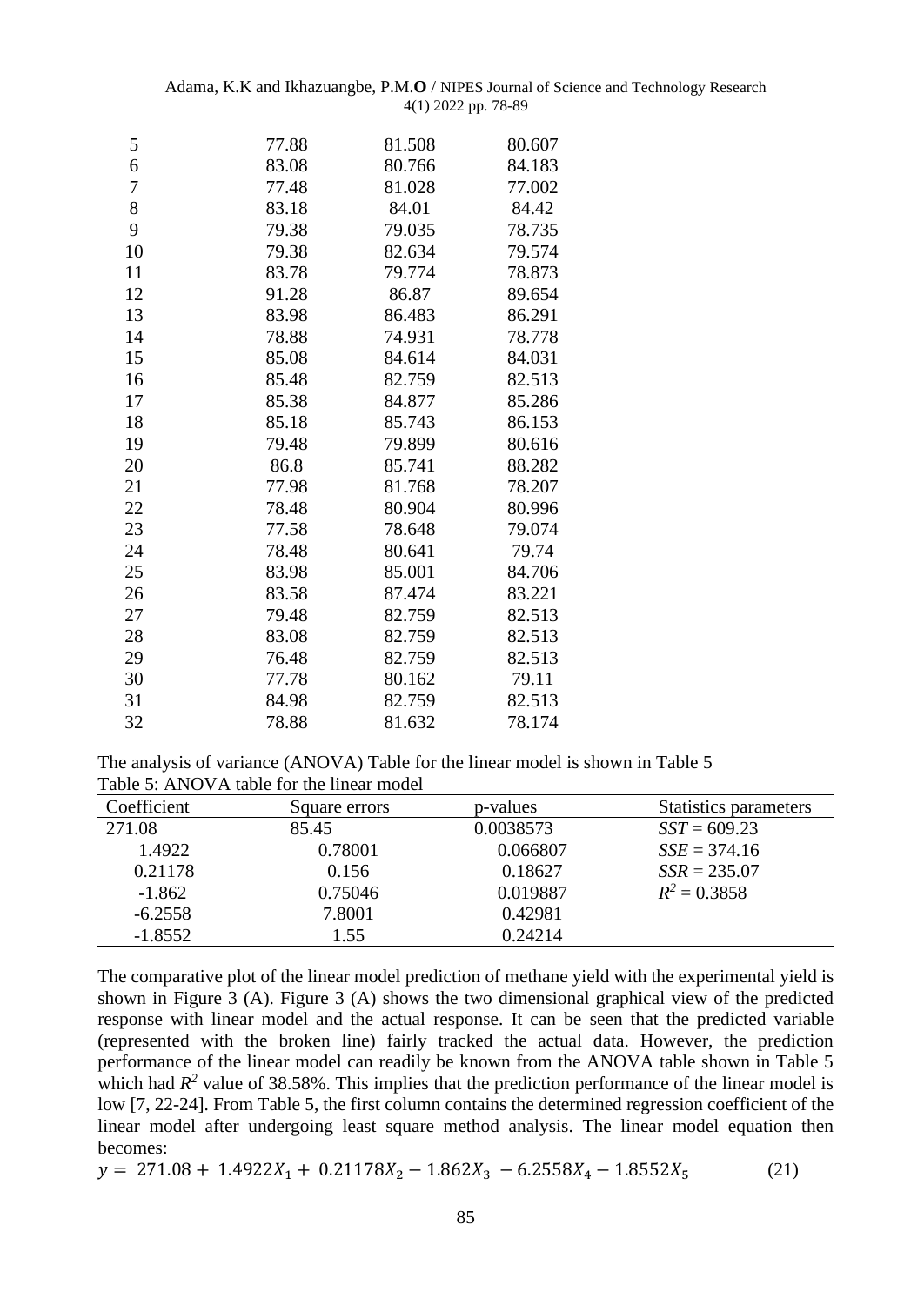| | | | |
|---|---|---|---|
| 5 | 77.88 | 81.508 | 80.607 |
| 6 | 83.08 | 80.766 | 84.183 |
| 7 | 77.48 | 81.028 | 77.002 |
| 8 | 83.18 | 84.01 | 84.42 |
| 9 | 79.38 | 79.035 | 78.735 |
| 10 | 79.38 | 82.634 | 79.574 |
| 11 | 83.78 | 79.774 | 78.873 |
| 12 | 91.28 | 86.87 | 89.654 |
| 13 | 83.98 | 86.483 | 86.291 |
| 14 | 78.88 | 74.931 | 78.778 |
| 15 | 85.08 | 84.614 | 84.031 |
| 16 | 85.48 | 82.759 | 82.513 |
| 17 | 85.38 | 84.877 | 85.286 |
| 18 | 85.18 | 85.743 | 86.153 |
| 19 | 79.48 | 79.899 | 80.616 |
| 20 | 86.8 | 85.741 | 88.282 |
| 21 | 77.98 | 81.768 | 78.207 |
| 22 | 78.48 | 80.904 | 80.996 |
| 23 | 77.58 | 78.648 | 79.074 |
| 24 | 78.48 | 80.641 | 79.74 |
| 25 | 83.98 | 85.001 | 84.706 |
| 26 | 83.58 | 87.474 | 83.221 |
| 27 | 79.48 | 82.759 | 82.513 |
| 28 | 83.08 | 82.759 | 82.513 |
| 29 | 76.48 | 82.759 | 82.513 |
| 30 | 77.78 | 80.162 | 79.11 |
| 31 | 84.98 | 82.759 | 82.513 |
| 32 | 78.88 | 81.632 | 78.174 |

The analysis of variance (ANOVA) Table for the linear model is shown in Table 5

Table 5: ANOVA table for the linear model

| Coefficient | Square errors | p-values | Statistics parameters |
|---|---|---|---|
| 271.08 | 85.45 | 0.0038573 | $SST = 609.23$ |
| 1.4922 | 0.78001 | 0.066807 | $SSE = 374.16$ |
| 0.21178 | 0.156 | 0.18627 | $SSR = 235.07$ |
| -1.862 | 0.75046 | 0.019887 | $R^2 = 0.3858$ |
| -6.2558 | 7.8001 | 0.42981 | |
| -1.8552 | 1.55 | 0.24214 | |

The comparative plot of the linear model prediction of methane yield with the experimental yield is shown in Figure 3 (A). Figure 3 (A) shows the two dimensional graphical view of the predicted response with linear model and the actual response. It can be seen that the predicted variable (represented with the broken line) fairly tracked the actual data. However, the prediction performance of the linear model can readily be known from the ANOVA table shown in Table 5 which had $R^2$ value of 38.58%. This implies that the prediction performance of the linear model is low [7, 22-24]. From Table 5, the first column contains the determined regression coefficient of the linear model after undergoing least square method analysis. The linear model equation then becomes:

$$y = 271.08 + 1.4922X_1 + 0.21178X_2 - 1.862X_3 - 6.2558X_4 - 1.8552X_5 \tag{21}$$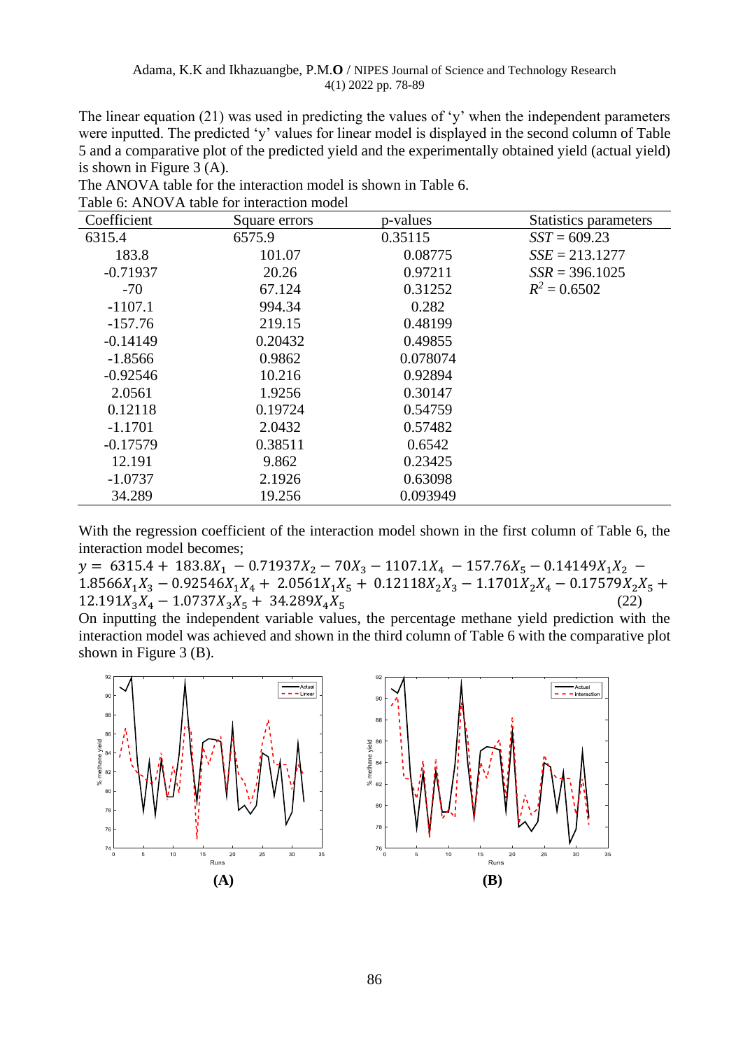The linear equation (21) was used in predicting the values of 'y' when the independent parameters were inputted. The predicted 'y' values for linear model is displayed in the second column of Table 5 and a comparative plot of the predicted yield and the experimentally obtained yield (actual yield) is shown in Figure 3 (A).

The ANOVA table for the interaction model is shown in Table 6.

Table 6: ANOVA table for interaction model

| Coefficient | Square errors | p-values | Statistics parameters |
|---|---|---|---|
| 6315.4 | 6575.9 | 0.35115 | $SST$ = 609.23 |
| 183.8 | 101.07 | 0.08775 | $SSE$ = 213.1277 |
| -0.71937 | 20.26 | 0.97211 | $SSR$ = 396.1025 |
| -70 | 67.124 | 0.31252 | $R^2$ = 0.6502 |
| -1107.1 | 994.34 | 0.282 | |
| -157.76 | 219.15 | 0.48199 | |
| -0.14149 | 0.20432 | 0.49855 | |
| -1.8566 | 0.9862 | 0.078074 | |
| -0.92546 | 10.216 | 0.92894 | |
| 2.0561 | 1.9256 | 0.30147 | |
| 0.12118 | 0.19724 | 0.54759 | |
| -1.1701 | 2.0432 | 0.57482 | |
| -0.17579 | 0.38511 | 0.6542 | |
| 12.191 | 9.862 | 0.23425 | |
| -1.0737 | 2.1926 | 0.63098 | |
| 34.289 | 19.256 | 0.093949 | |

With the regression coefficient of the interaction model shown in the first column of Table 6, the interaction model becomes;

$$y = 6315.4 + 183.8X_1 - 0.71937X_2 - 70X_3 - 1107.1X_4 - 157.76X_5 - 0.14149X_1X_2 - 1.8566X_1X_3 - 0.92546X_1X_4 + 2.0561X_1X_5 + 0.12118X_2X_3 - 1.1701X_2X_4 - 0.17579X_2X_5 + 12.191X_3X_4 - 1.0737X_3X_5 + 34.289X_4X_5 \quad (22)$$

On inputting the independent variable values, the percentage methane yield prediction with the interaction model was achieved and shown in the third column of Table 6 with the comparative plot shown in Figure 3 (B).

**(A)** **(B)**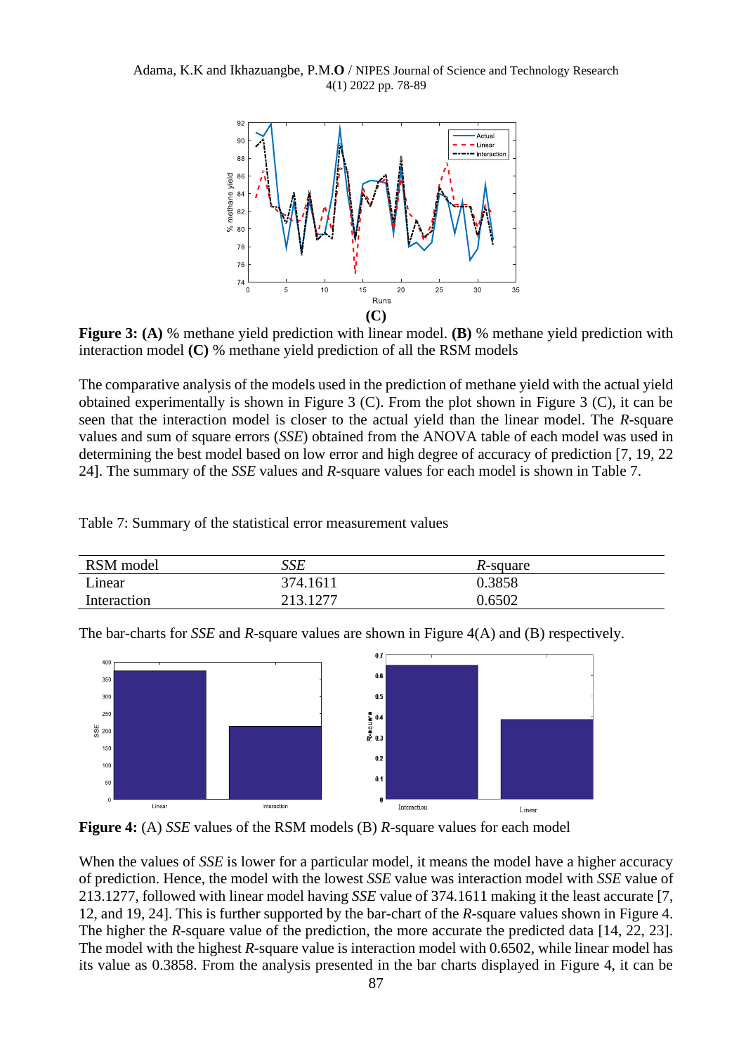(C)

**Figure 3: (A)** % methane yield prediction with linear model. **(B)** % methane yield prediction with interaction model **(C)** % methane yield prediction of all the RSM models

The comparative analysis of the models used in the prediction of methane yield with the actual yield obtained experimentally is shown in Figure 3 (C). From the plot shown in Figure 3 (C), it can be seen that the interaction model is closer to the actual yield than the linear model. The *R*-square values and sum of square errors (*SSE*) obtained from the ANOVA table of each model was used in determining the best model based on low error and high degree of accuracy of prediction [7, 19, 22 24]. The summary of the *SSE* values and *R*-square values for each model is shown in Table 7.

Table 7: Summary of the statistical error measurement values

| RSM model | *SSE* | *R*-square |
|---|---|---|
| Linear | 374.1611 | 0.3858 |
| Interaction | 213.1277 | 0.6502 |

The bar-charts for *SSE* and *R*-square values are shown in Figure 4(A) and (B) respectively.

**Figure 4:** (A) *SSE* values of the RSM models (B) *R*-square values for each model

When the values of *SSE* is lower for a particular model, it means the model have a higher accuracy of prediction. Hence, the model with the lowest *SSE* value was interaction model with *SSE* value of 213.1277, followed with linear model having *SSE* value of 374.1611 making it the least accurate [7, 12, and 19, 24]. This is further supported by the bar-chart of the *R*-square values shown in Figure 4. The higher the *R*-square value of the prediction, the more accurate the predicted data [14, 22, 23]. The model with the highest *R*-square value is interaction model with 0.6502, while linear model has its value as 0.3858. From the analysis presented in the bar charts displayed in Figure 4, it can be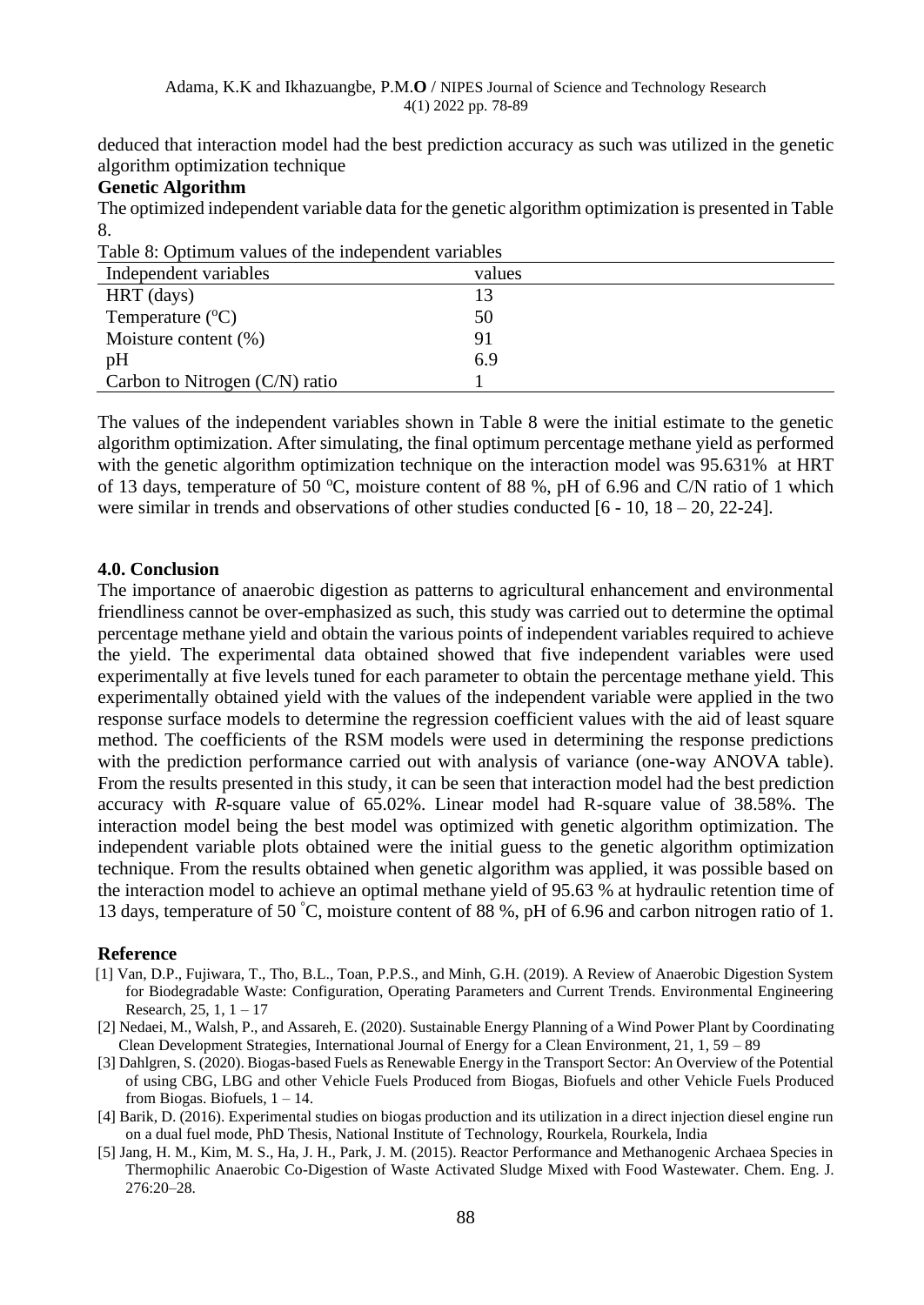deduced that interaction model had the best prediction accuracy as such was utilized in the genetic algorithm optimization technique

**Genetic Algorithm**

The optimized independent variable data for the genetic algorithm optimization is presented in Table 8.

Table 8: Optimum values of the independent variables

| Independent variables | values |
|---|---|
| HRT (days) | 13 |
| Temperature ($^{o}$C) | 50 |
| Moisture content (%) | 91 |
| pH | 6.9 |
| Carbon to Nitrogen (C/N) ratio | 1 |

The values of the independent variables shown in Table 8 were the initial estimate to the genetic algorithm optimization. After simulating, the final optimum percentage methane yield as performed with the genetic algorithm optimization technique on the interaction model was 95.631% at HRT of 13 days, temperature of 50 $^{o}$C, moisture content of 88 %, pH of 6.96 and C/N ratio of 1 which were similar in trends and observations of other studies conducted [6 - 10, 18 – 20, 22-24].

## 4.0. Conclusion

The importance of anaerobic digestion as patterns to agricultural enhancement and environmental friendliness cannot be over-emphasized as such, this study was carried out to determine the optimal percentage methane yield and obtain the various points of independent variables required to achieve the yield. The experimental data obtained showed that five independent variables were used experimentally at five levels tuned for each parameter to obtain the percentage methane yield. This experimentally obtained yield with the values of the independent variable were applied in the two response surface models to determine the regression coefficient values with the aid of least square method. The coefficients of the RSM models were used in determining the response predictions with the prediction performance carried out with analysis of variance (one-way ANOVA table). From the results presented in this study, it can be seen that interaction model had the best prediction accuracy with *R*-square value of 65.02%. Linear model had R-square value of 38.58%. The interaction model being the best model was optimized with genetic algorithm optimization. The independent variable plots obtained were the initial guess to the genetic algorithm optimization technique. From the results obtained when genetic algorithm was applied, it was possible based on the interaction model to achieve an optimal methane yield of 95.63 % at hydraulic retention time of 13 days, temperature of 50 $^{\circ}$C, moisture content of 88 %, pH of 6.96 and carbon nitrogen ratio of 1.

## Reference

[1] Van, D.P., Fujiwara, T., Tho, B.L., Toan, P.P.S., and Minh, G.H. (2019). A Review of Anaerobic Digestion System for Biodegradable Waste: Configuration, Operating Parameters and Current Trends. Environmental Engineering Research, 25, 1, 1 – 17

[2] Nedaei, M., Walsh, P., and Assareh, E. (2020). Sustainable Energy Planning of a Wind Power Plant by Coordinating Clean Development Strategies, International Journal of Energy for a Clean Environment, 21, 1, 59 – 89

[3] Dahlgren, S. (2020). Biogas-based Fuels as Renewable Energy in the Transport Sector: An Overview of the Potential of using CBG, LBG and other Vehicle Fuels Produced from Biogas, Biofuels and other Vehicle Fuels Produced from Biogas. Biofuels, 1 – 14.

[4] Barik, D. (2016). Experimental studies on biogas production and its utilization in a direct injection diesel engine run on a dual fuel mode, PhD Thesis, National Institute of Technology, Rourkela, Rourkela, India

[5] Jang, H. M., Kim, M. S., Ha, J. H., Park, J. M. (2015). Reactor Performance and Methanogenic Archaea Species in Thermophilic Anaerobic Co-Digestion of Waste Activated Sludge Mixed with Food Wastewater. Chem. Eng. J. 276:20–28.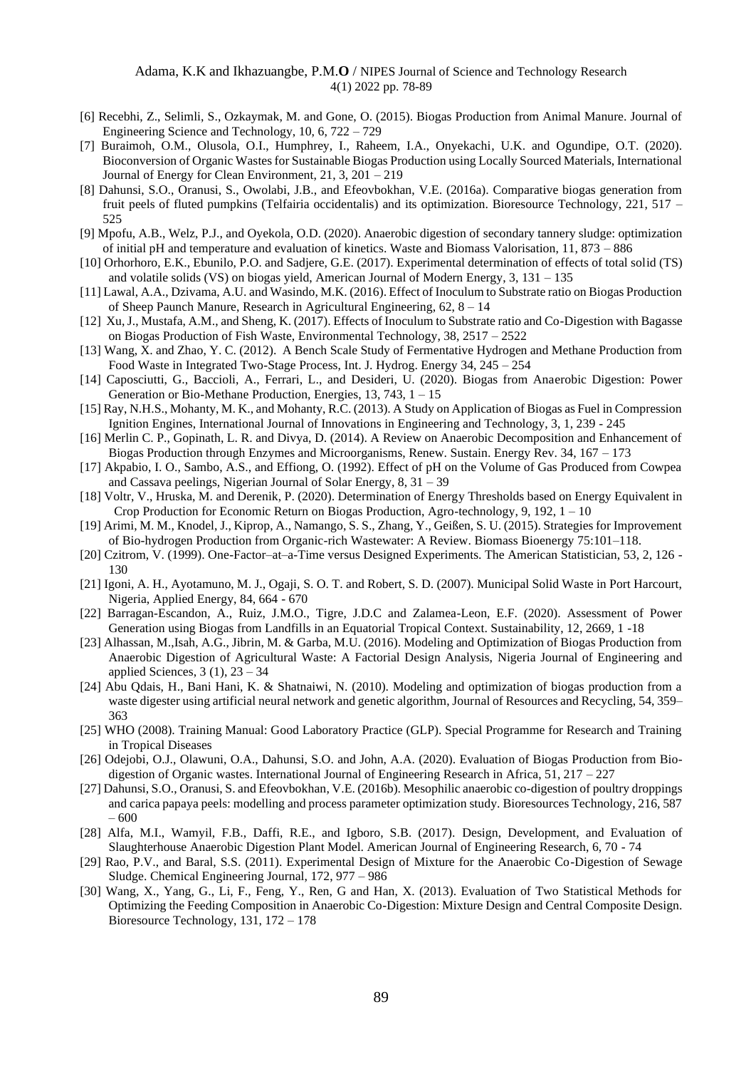[6] Recebhi, Z., Selimli, S., Ozkaymak, M. and Gone, O. (2015). Biogas Production from Animal Manure. Journal of Engineering Science and Technology, 10, 6, 722 – 729

[7] Buraimoh, O.M., Olusola, O.I., Humphrey, I., Raheem, I.A., Onyekachi, U.K. and Ogundipe, O.T. (2020). Bioconversion of Organic Wastes for Sustainable Biogas Production using Locally Sourced Materials, International Journal of Energy for Clean Environment, 21, 3, 201 – 219

[8] Dahunsi, S.O., Oranusi, S., Owolabi, J.B., and Efeovbokhan, V.E. (2016a). Comparative biogas generation from fruit peels of fluted pumpkins (Telfairia occidentalis) and its optimization. Bioresource Technology, 221, 517 – 525

[9] Mpofu, A.B., Welz, P.J., and Oyekola, O.D. (2020). Anaerobic digestion of secondary tannery sludge: optimization of initial pH and temperature and evaluation of kinetics. Waste and Biomass Valorisation, 11, 873 – 886

[10] Orhorhoro, E.K., Ebunilo, P.O. and Sadjere, G.E. (2017). Experimental determination of effects of total solid (TS) and volatile solids (VS) on biogas yield, American Journal of Modern Energy, 3, 131 – 135

[11] Lawal, A.A., Dzivama, A.U. and Wasindo, M.K. (2016). Effect of Inoculum to Substrate ratio on Biogas Production of Sheep Paunch Manure, Research in Agricultural Engineering, 62, 8 – 14

[12] Xu, J., Mustafa, A.M., and Sheng, K. (2017). Effects of Inoculum to Substrate ratio and Co-Digestion with Bagasse on Biogas Production of Fish Waste, Environmental Technology, 38, 2517 – 2522

[13] Wang, X. and Zhao, Y. C. (2012). A Bench Scale Study of Fermentative Hydrogen and Methane Production from Food Waste in Integrated Two-Stage Process, Int. J. Hydrog. Energy 34, 245 – 254

[14] Caposciutti, G., Baccioli, A., Ferrari, L., and Desideri, U. (2020). Biogas from Anaerobic Digestion: Power Generation or Bio-Methane Production, Energies, 13, 743, 1 – 15

[15] Ray, N.H.S., Mohanty, M. K., and Mohanty, R.C. (2013). A Study on Application of Biogas as Fuel in Compression Ignition Engines, International Journal of Innovations in Engineering and Technology, 3, 1, 239 - 245

[16] Merlin C. P., Gopinath, L. R. and Divya, D. (2014). A Review on Anaerobic Decomposition and Enhancement of Biogas Production through Enzymes and Microorganisms, Renew. Sustain. Energy Rev. 34, 167 – 173

[17] Akpabio, I. O., Sambo, A.S., and Effiong, O. (1992). Effect of pH on the Volume of Gas Produced from Cowpea and Cassava peelings, Nigerian Journal of Solar Energy, 8, 31 – 39

[18] Voltr, V., Hruska, M. and Derenik, P. (2020). Determination of Energy Thresholds based on Energy Equivalent in Crop Production for Economic Return on Biogas Production, Agro-technology, 9, 192, 1 – 10

[19] Arimi, M. M., Knodel, J., Kiprop, A., Namango, S. S., Zhang, Y., Geißen, S. U. (2015). Strategies for Improvement of Bio-hydrogen Production from Organic-rich Wastewater: A Review. Biomass Bioenergy 75:101–118.

[20] Czitrom, V. (1999). One-Factor–at–a-Time versus Designed Experiments. The American Statistician, 53, 2, 126 - 130

[21] Igoni, A. H., Ayotamuno, M. J., Ogaji, S. O. T. and Robert, S. D. (2007). Municipal Solid Waste in Port Harcourt, Nigeria, Applied Energy, 84, 664 - 670

[22] Barragan-Escandon, A., Ruiz, J.M.O., Tigre, J.D.C and Zalamea-Leon, E.F. (2020). Assessment of Power Generation using Biogas from Landfills in an Equatorial Tropical Context. Sustainability, 12, 2669, 1 -18

[23] Alhassan, M.,Isah, A.G., Jibrin, M. & Garba, M.U. (2016). Modeling and Optimization of Biogas Production from Anaerobic Digestion of Agricultural Waste: A Factorial Design Analysis, Nigeria Journal of Engineering and applied Sciences, 3 (1), 23 – 34

[24] Abu Qdais, H., Bani Hani, K. & Shatnaiwi, N. (2010). Modeling and optimization of biogas production from a waste digester using artificial neural network and genetic algorithm, Journal of Resources and Recycling, 54, 359–363

[25] WHO (2008). Training Manual: Good Laboratory Practice (GLP). Special Programme for Research and Training in Tropical Diseases

[26] Odejobi, O.J., Olawuni, O.A., Dahunsi, S.O. and John, A.A. (2020). Evaluation of Biogas Production from Bio-digestion of Organic wastes. International Journal of Engineering Research in Africa, 51, 217 – 227

[27] Dahunsi, S.O., Oranusi, S. and Efeovbokhan, V.E. (2016b). Mesophilic anaerobic co-digestion of poultry droppings and carica papaya peels: modelling and process parameter optimization study. Bioresources Technology, 216, 587 – 600

[28] Alfa, M.I., Wamyil, F.B., Daffi, R.E., and Igboro, S.B. (2017). Design, Development, and Evaluation of Slaughterhouse Anaerobic Digestion Plant Model. American Journal of Engineering Research, 6, 70 - 74

[29] Rao, P.V., and Baral, S.S. (2011). Experimental Design of Mixture for the Anaerobic Co-Digestion of Sewage Sludge. Chemical Engineering Journal, 172, 977 – 986

[30] Wang, X., Yang, G., Li, F., Feng, Y., Ren, G and Han, X. (2013). Evaluation of Two Statistical Methods for Optimizing the Feeding Composition in Anaerobic Co-Digestion: Mixture Design and Central Composite Design. Bioresource Technology, 131, 172 – 178